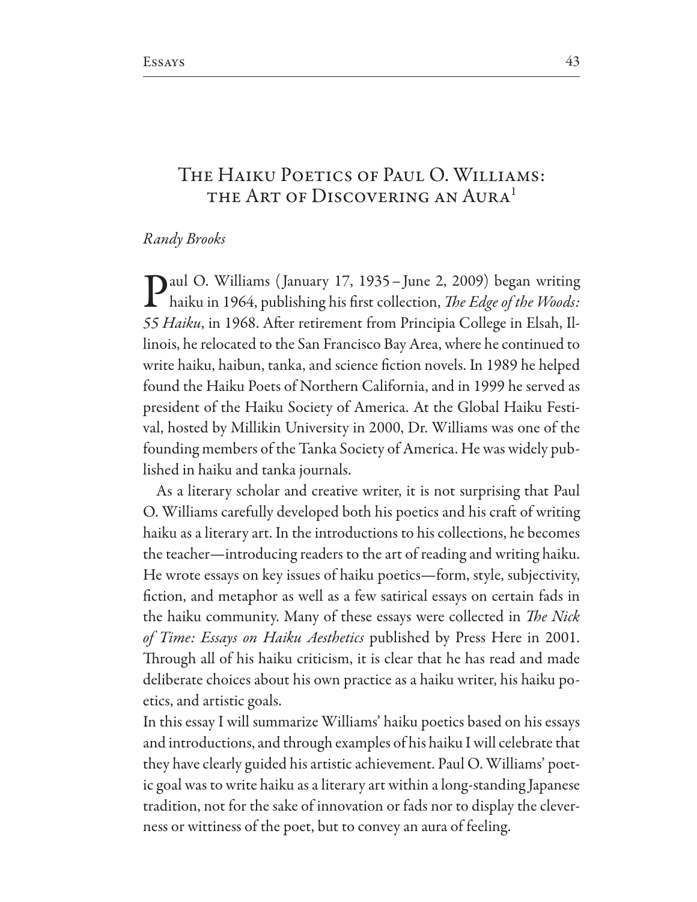# The Haiku Poetics of Paul O. Williams: the Art of Discovering an Aura[1]

*Randy Brooks*

Paul O. Williams (January 17, 1935 – June 2, 2009) began writing haiku in 1964, publishing his first collection, *The Edge of the Woods: 55 Haiku*, in 1968. After retirement from Principia College in Elsah, Illinois, he relocated to the San Francisco Bay Area, where he continued to write haiku, haibun, tanka, and science fiction novels. In 1989 he helped found the Haiku Poets of Northern California, and in 1999 he served as president of the Haiku Society of America. At the Global Haiku Festival, hosted by Millikin University in 2000, Dr. Williams was one of the founding members of the Tanka Society of America. He was widely published in haiku and tanka journals.

As a literary scholar and creative writer, it is not surprising that Paul O. Williams carefully developed both his poetics and his craft of writing haiku as a literary art. In the introductions to his collections, he becomes the teacher—introducing readers to the art of reading and writing haiku. He wrote essays on key issues of haiku poetics—form, style, subjectivity, fiction, and metaphor as well as a few satirical essays on certain fads in the haiku community. Many of these essays were collected in *The Nick of Time: Essays on Haiku Aesthetics* published by Press Here in 2001. Through all of his haiku criticism, it is clear that he has read and made deliberate choices about his own practice as a haiku writer, his haiku poetics, and artistic goals.

In this essay I will summarize Williams' haiku poetics based on his essays and introductions, and through examples of his haiku I will celebrate that they have clearly guided his artistic achievement. Paul O. Williams' poetic goal was to write haiku as a literary art within a long-standing Japanese tradition, not for the sake of innovation or fads nor to display the cleverness or wittiness of the poet, but to convey an aura of feeling.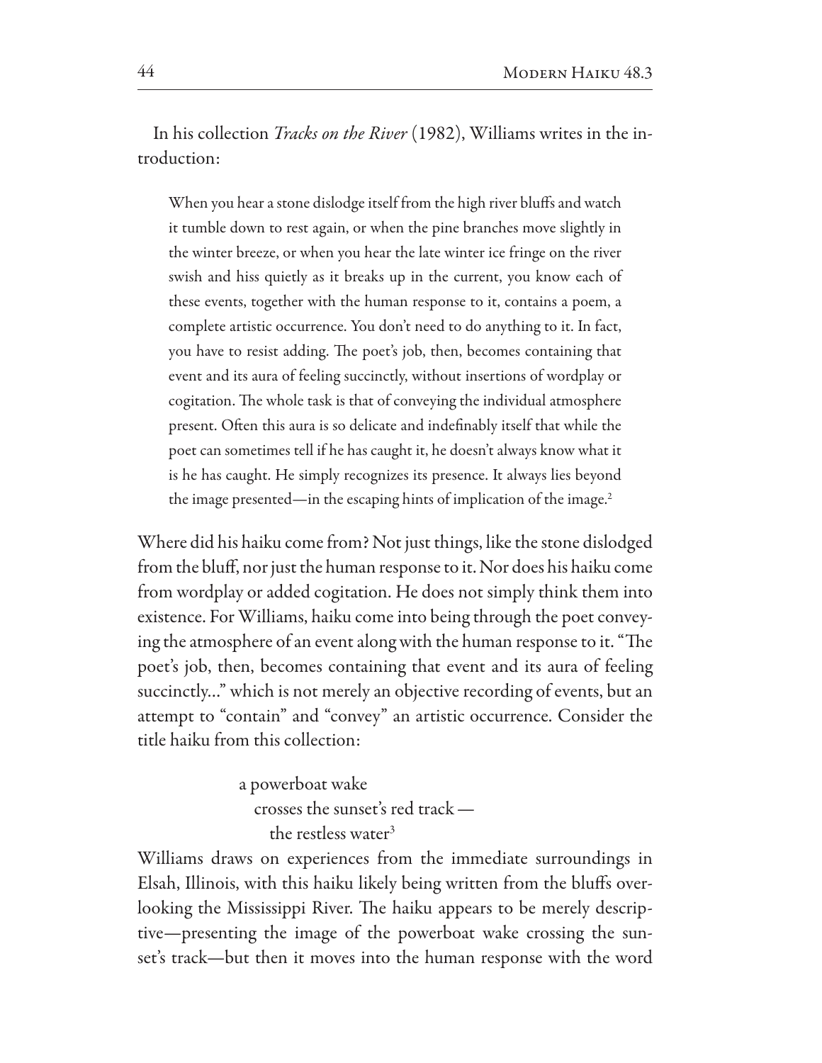In his collection *Tracks on the River* (1982), Williams writes in the introduction:

> When you hear a stone dislodge itself from the high river bluffs and watch it tumble down to rest again, or when the pine branches move slightly in the winter breeze, or when you hear the late winter ice fringe on the river swish and hiss quietly as it breaks up in the current, you know each of these events, together with the human response to it, contains a poem, a complete artistic occurrence. You don't need to do anything to it. In fact, you have to resist adding. The poet's job, then, becomes containing that event and its aura of feeling succinctly, without insertions of wordplay or cogitation. The whole task is that of conveying the individual atmosphere present. Often this aura is so delicate and indefinably itself that while the poet can sometimes tell if he has caught it, he doesn't always know what it is he has caught. He simply recognizes its presence. It always lies beyond the image presented—in the escaping hints of implication of the image.[2]

Where did his haiku come from? Not just things, like the stone dislodged from the bluff, nor just the human response to it. Nor does his haiku come from wordplay or added cogitation. He does not simply think them into existence. For Williams, haiku come into being through the poet conveying the atmosphere of an event along with the human response to it. "The poet's job, then, becomes containing that event and its aura of feeling succinctly…" which is not merely an objective recording of events, but an attempt to "contain" and "convey" an artistic occurrence. Consider the title haiku from this collection:

> a powerboat wake  
> crosses the sunset's red track —  
> the restless water[3]

Williams draws on experiences from the immediate surroundings in Elsah, Illinois, with this haiku likely being written from the bluffs overlooking the Mississippi River. The haiku appears to be merely descriptive—presenting the image of the powerboat wake crossing the sunset's track—but then it moves into the human response with the word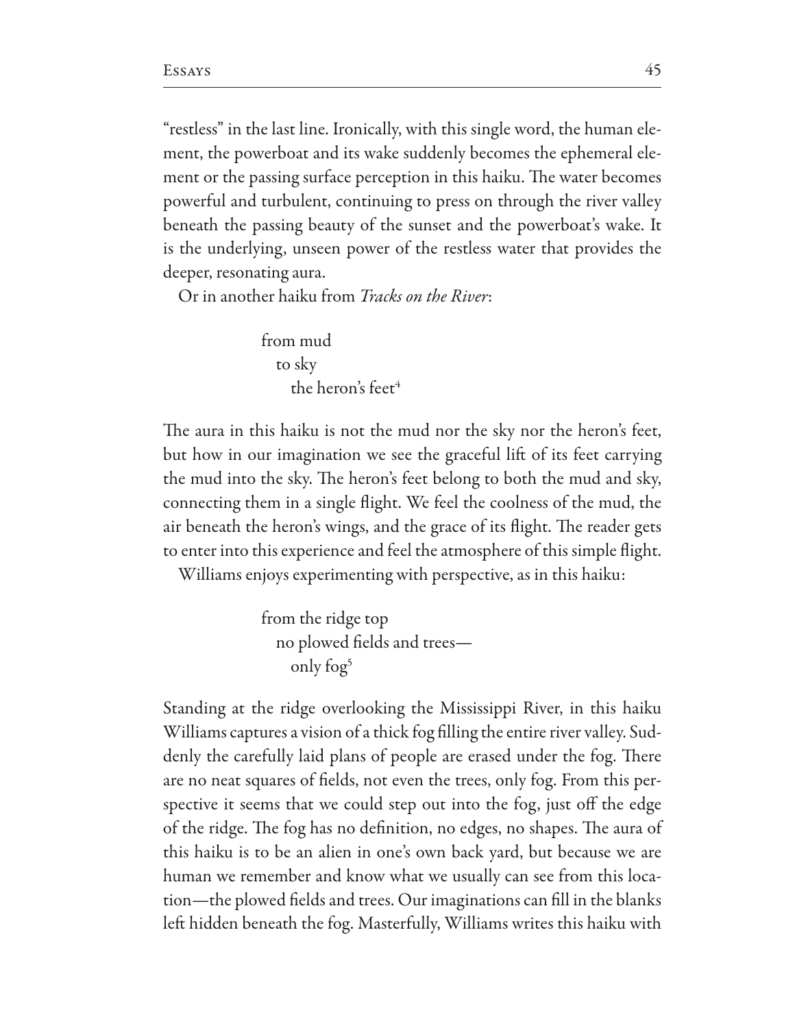"restless" in the last line. Ironically, with this single word, the human element, the powerboat and its wake suddenly becomes the ephemeral element or the passing surface perception in this haiku. The water becomes powerful and turbulent, continuing to press on through the river valley beneath the passing beauty of the sunset and the powerboat's wake. It is the underlying, unseen power of the restless water that provides the deeper, resonating aura.

Or in another haiku from *Tracks on the River*:

> from mud
>   to sky
>     the heron's feet[4]

The aura in this haiku is not the mud nor the sky nor the heron's feet, but how in our imagination we see the graceful lift of its feet carrying the mud into the sky. The heron's feet belong to both the mud and sky, connecting them in a single flight. We feel the coolness of the mud, the air beneath the heron's wings, and the grace of its flight. The reader gets to enter into this experience and feel the atmosphere of this simple flight.

Williams enjoys experimenting with perspective, as in this haiku:

> from the ridge top
>   no plowed fields and trees—
>     only fog[5]

Standing at the ridge overlooking the Mississippi River, in this haiku Williams captures a vision of a thick fog filling the entire river valley. Suddenly the carefully laid plans of people are erased under the fog. There are no neat squares of fields, not even the trees, only fog. From this perspective it seems that we could step out into the fog, just off the edge of the ridge. The fog has no definition, no edges, no shapes. The aura of this haiku is to be an alien in one's own back yard, but because we are human we remember and know what we usually can see from this location—the plowed fields and trees. Our imaginations can fill in the blanks left hidden beneath the fog. Masterfully, Williams writes this haiku with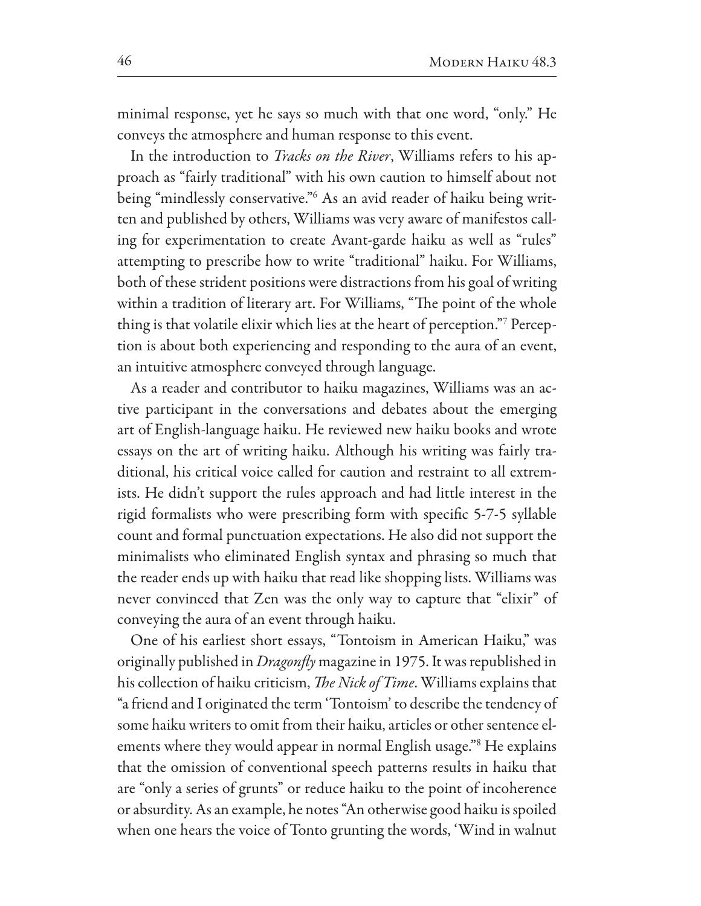minimal response, yet he says so much with that one word, "only." He conveys the atmosphere and human response to this event.

In the introduction to *Tracks on the River*, Williams refers to his approach as "fairly traditional" with his own caution to himself about not being "mindlessly conservative."[6] As an avid reader of haiku being written and published by others, Williams was very aware of manifestos calling for experimentation to create Avant-garde haiku as well as "rules" attempting to prescribe how to write "traditional" haiku. For Williams, both of these strident positions were distractions from his goal of writing within a tradition of literary art. For Williams, "The point of the whole thing is that volatile elixir which lies at the heart of perception."[7] Perception is about both experiencing and responding to the aura of an event, an intuitive atmosphere conveyed through language.

As a reader and contributor to haiku magazines, Williams was an active participant in the conversations and debates about the emerging art of English-language haiku. He reviewed new haiku books and wrote essays on the art of writing haiku. Although his writing was fairly traditional, his critical voice called for caution and restraint to all extremists. He didn't support the rules approach and had little interest in the rigid formalists who were prescribing form with specific 5-7-5 syllable count and formal punctuation expectations. He also did not support the minimalists who eliminated English syntax and phrasing so much that the reader ends up with haiku that read like shopping lists. Williams was never convinced that Zen was the only way to capture that "elixir" of conveying the aura of an event through haiku.

One of his earliest short essays, "Tontoism in American Haiku," was originally published in *Dragonfly* magazine in 1975. It was republished in his collection of haiku criticism, *The Nick of Time*. Williams explains that "a friend and I originated the term 'Tontoism' to describe the tendency of some haiku writers to omit from their haiku, articles or other sentence elements where they would appear in normal English usage."[8] He explains that the omission of conventional speech patterns results in haiku that are "only a series of grunts" or reduce haiku to the point of incoherence or absurdity. As an example, he notes "An otherwise good haiku is spoiled when one hears the voice of Tonto grunting the words, 'Wind in walnut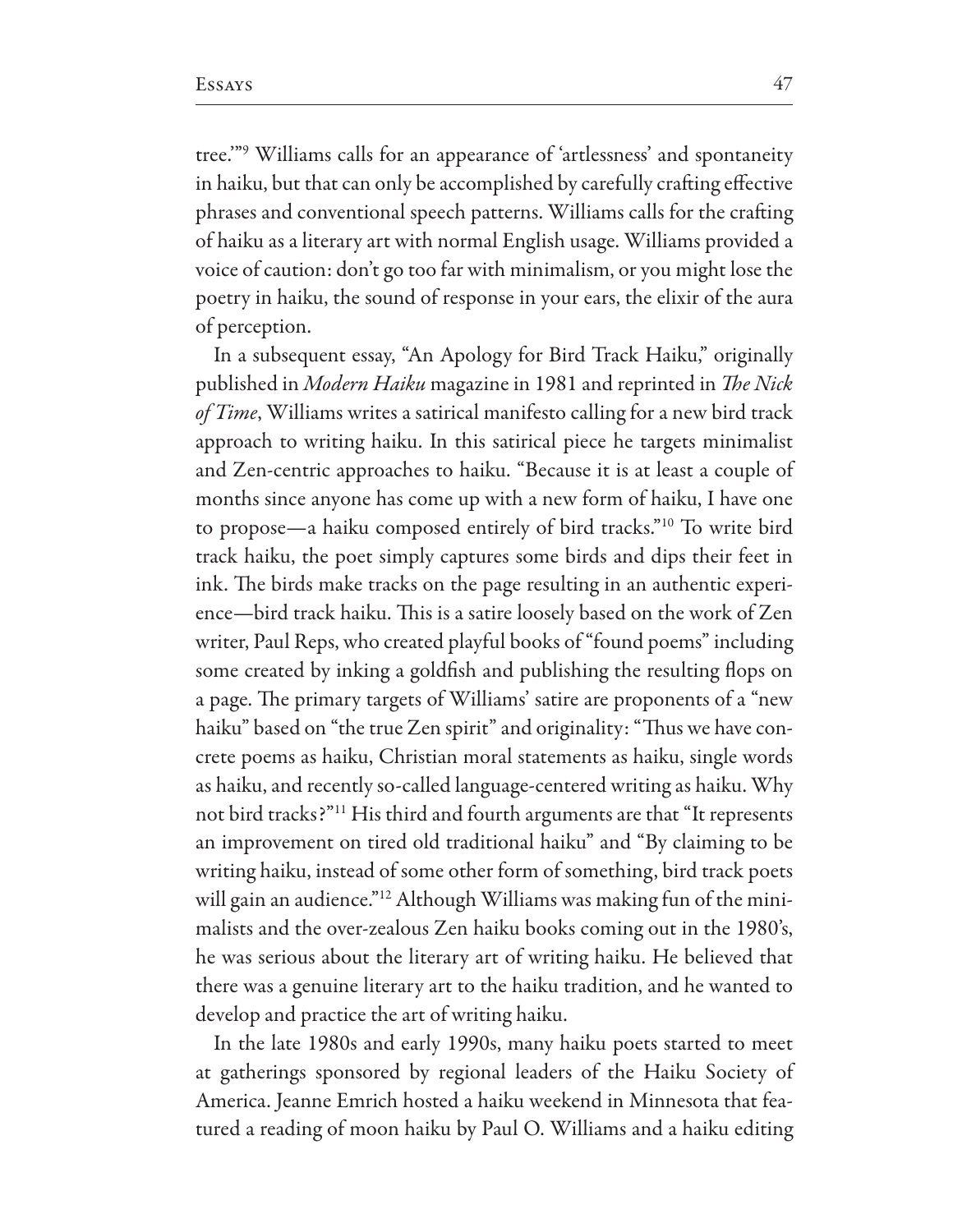tree.'"[9] Williams calls for an appearance of 'artlessness' and spontaneity in haiku, but that can only be accomplished by carefully crafting effective phrases and conventional speech patterns. Williams calls for the crafting of haiku as a literary art with normal English usage. Williams provided a voice of caution: don't go too far with minimalism, or you might lose the poetry in haiku, the sound of response in your ears, the elixir of the aura of perception.

In a subsequent essay, "An Apology for Bird Track Haiku," originally published in *Modern Haiku* magazine in 1981 and reprinted in *The Nick of Time*, Williams writes a satirical manifesto calling for a new bird track approach to writing haiku. In this satirical piece he targets minimalist and Zen-centric approaches to haiku. "Because it is at least a couple of months since anyone has come up with a new form of haiku, I have one to propose—a haiku composed entirely of bird tracks."[10] To write bird track haiku, the poet simply captures some birds and dips their feet in ink. The birds make tracks on the page resulting in an authentic experience—bird track haiku. This is a satire loosely based on the work of Zen writer, Paul Reps, who created playful books of "found poems" including some created by inking a goldfish and publishing the resulting flops on a page. The primary targets of Williams' satire are proponents of a "new haiku" based on "the true Zen spirit" and originality: "Thus we have concrete poems as haiku, Christian moral statements as haiku, single words as haiku, and recently so-called language-centered writing as haiku. Why not bird tracks?"[11] His third and fourth arguments are that "It represents an improvement on tired old traditional haiku" and "By claiming to be writing haiku, instead of some other form of something, bird track poets will gain an audience."[12] Although Williams was making fun of the minimalists and the over-zealous Zen haiku books coming out in the 1980's, he was serious about the literary art of writing haiku. He believed that there was a genuine literary art to the haiku tradition, and he wanted to develop and practice the art of writing haiku.

In the late 1980s and early 1990s, many haiku poets started to meet at gatherings sponsored by regional leaders of the Haiku Society of America. Jeanne Emrich hosted a haiku weekend in Minnesota that featured a reading of moon haiku by Paul O. Williams and a haiku editing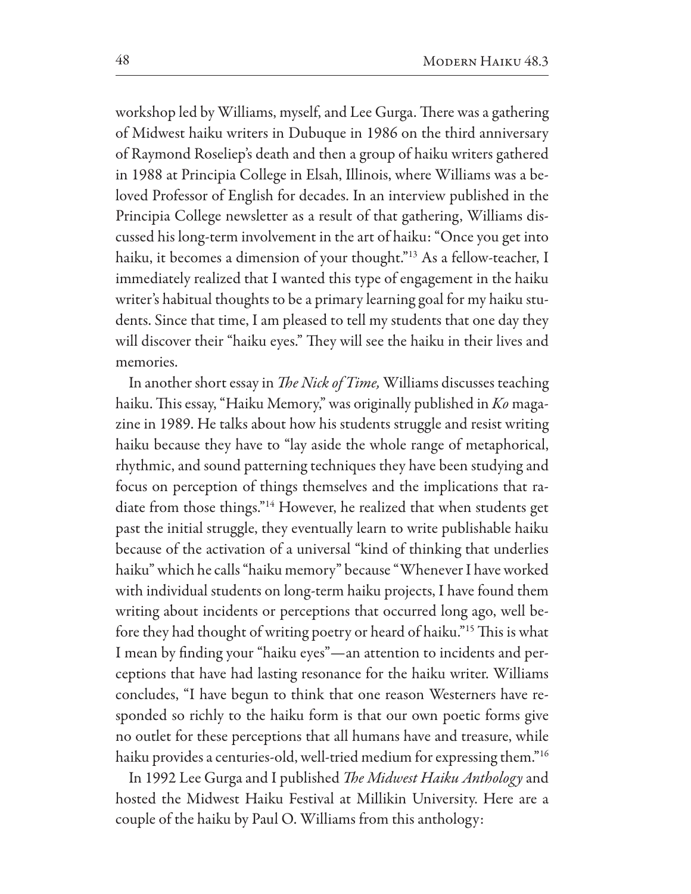workshop led by Williams, myself, and Lee Gurga. There was a gathering of Midwest haiku writers in Dubuque in 1986 on the third anniversary of Raymond Roseliep's death and then a group of haiku writers gathered in 1988 at Principia College in Elsah, Illinois, where Williams was a beloved Professor of English for decades. In an interview published in the Principia College newsletter as a result of that gathering, Williams discussed his long-term involvement in the art of haiku: "Once you get into haiku, it becomes a dimension of your thought."[13] As a fellow-teacher, I immediately realized that I wanted this type of engagement in the haiku writer's habitual thoughts to be a primary learning goal for my haiku students. Since that time, I am pleased to tell my students that one day they will discover their "haiku eyes." They will see the haiku in their lives and memories.

In another short essay in *The Nick of Time,* Williams discusses teaching haiku. This essay, "Haiku Memory," was originally published in *Ko* magazine in 1989. He talks about how his students struggle and resist writing haiku because they have to "lay aside the whole range of metaphorical, rhythmic, and sound patterning techniques they have been studying and focus on perception of things themselves and the implications that radiate from those things."[14] However, he realized that when students get past the initial struggle, they eventually learn to write publishable haiku because of the activation of a universal "kind of thinking that underlies haiku" which he calls "haiku memory" because "Whenever I have worked with individual students on long-term haiku projects, I have found them writing about incidents or perceptions that occurred long ago, well before they had thought of writing poetry or heard of haiku."[15] This is what I mean by finding your "haiku eyes"—an attention to incidents and perceptions that have had lasting resonance for the haiku writer. Williams concludes, "I have begun to think that one reason Westerners have responded so richly to the haiku form is that our own poetic forms give no outlet for these perceptions that all humans have and treasure, while haiku provides a centuries-old, well-tried medium for expressing them."[16]

In 1992 Lee Gurga and I published *The Midwest Haiku Anthology* and hosted the Midwest Haiku Festival at Millikin University. Here are a couple of the haiku by Paul O. Williams from this anthology: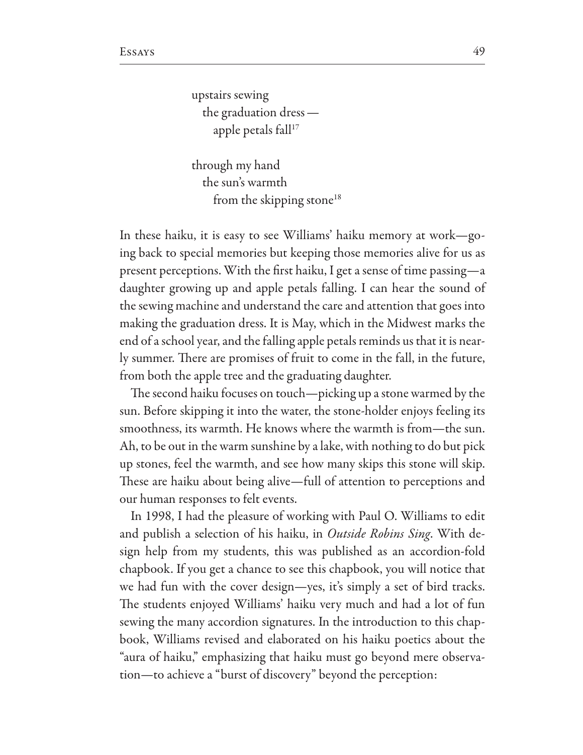upstairs sewing
  the graduation dress —
    apple petals fall[17]

through my hand
  the sun's warmth
    from the skipping stone[18]

In these haiku, it is easy to see Williams' haiku memory at work—going back to special memories but keeping those memories alive for us as present perceptions. With the first haiku, I get a sense of time passing—a daughter growing up and apple petals falling. I can hear the sound of the sewing machine and understand the care and attention that goes into making the graduation dress. It is May, which in the Midwest marks the end of a school year, and the falling apple petals reminds us that it is nearly summer. There are promises of fruit to come in the fall, in the future, from both the apple tree and the graduating daughter.

The second haiku focuses on touch—picking up a stone warmed by the sun. Before skipping it into the water, the stone-holder enjoys feeling its smoothness, its warmth. He knows where the warmth is from—the sun. Ah, to be out in the warm sunshine by a lake, with nothing to do but pick up stones, feel the warmth, and see how many skips this stone will skip. These are haiku about being alive—full of attention to perceptions and our human responses to felt events.

In 1998, I had the pleasure of working with Paul O. Williams to edit and publish a selection of his haiku, in *Outside Robins Sing*. With design help from my students, this was published as an accordion-fold chapbook. If you get a chance to see this chapbook, you will notice that we had fun with the cover design—yes, it's simply a set of bird tracks. The students enjoyed Williams' haiku very much and had a lot of fun sewing the many accordion signatures. In the introduction to this chapbook, Williams revised and elaborated on his haiku poetics about the "aura of haiku," emphasizing that haiku must go beyond mere observation—to achieve a "burst of discovery" beyond the perception: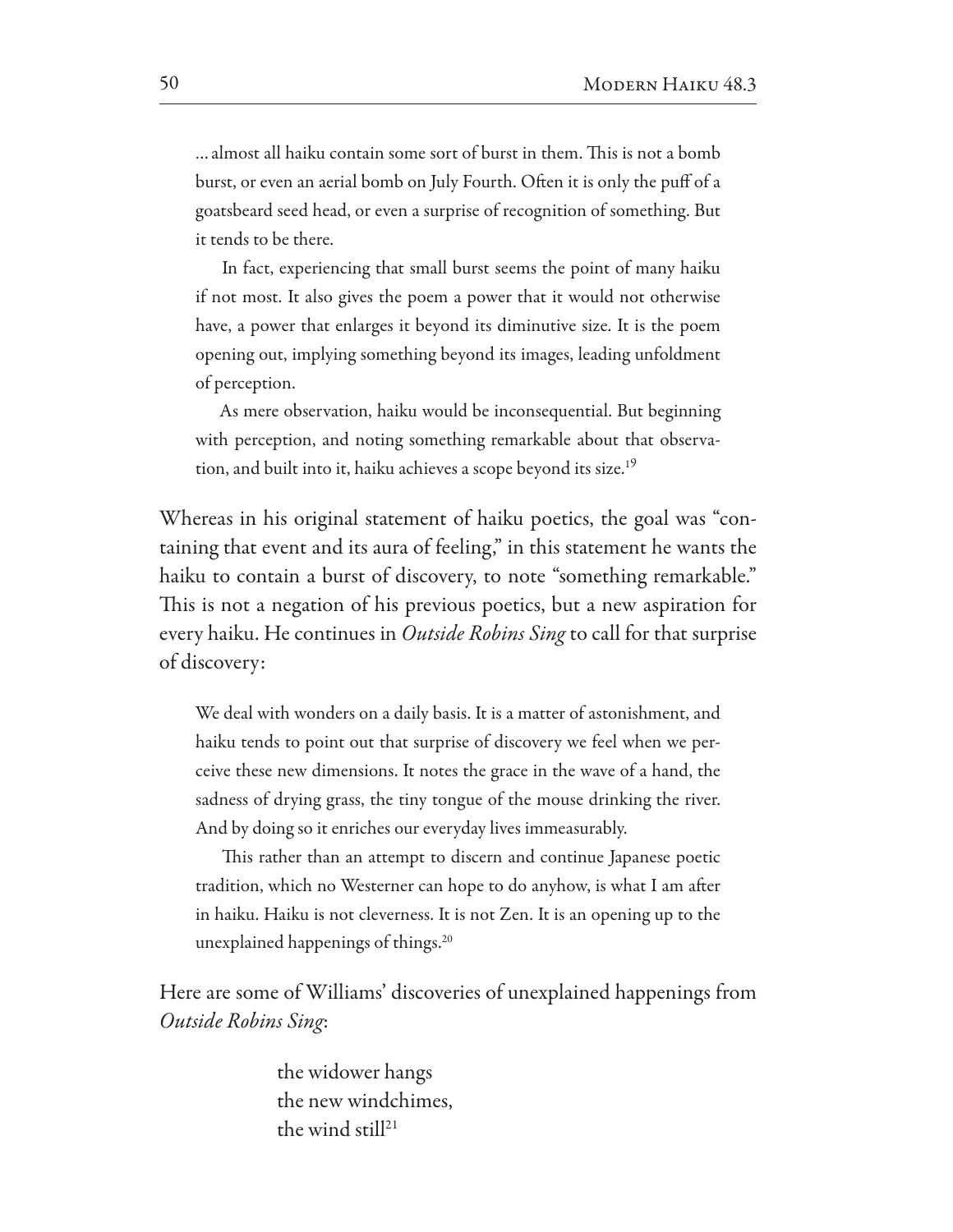… almost all haiku contain some sort of burst in them. This is not a bomb burst, or even an aerial bomb on July Fourth. Often it is only the puff of a goatsbeard seed head, or even a surprise of recognition of something. But it tends to be there.

In fact, experiencing that small burst seems the point of many haiku if not most. It also gives the poem a power that it would not otherwise have, a power that enlarges it beyond its diminutive size. It is the poem opening out, implying something beyond its images, leading unfoldment of perception.

As mere observation, haiku would be inconsequential. But beginning with perception, and noting something remarkable about that observation, and built into it, haiku achieves a scope beyond its size.[19]

Whereas in his original statement of haiku poetics, the goal was "containing that event and its aura of feeling," in this statement he wants the haiku to contain a burst of discovery, to note "something remarkable." This is not a negation of his previous poetics, but a new aspiration for every haiku. He continues in *Outside Robins Sing* to call for that surprise of discovery:

We deal with wonders on a daily basis. It is a matter of astonishment, and haiku tends to point out that surprise of discovery we feel when we perceive these new dimensions. It notes the grace in the wave of a hand, the sadness of drying grass, the tiny tongue of the mouse drinking the river. And by doing so it enriches our everyday lives immeasurably.

This rather than an attempt to discern and continue Japanese poetic tradition, which no Westerner can hope to do anyhow, is what I am after in haiku. Haiku is not cleverness. It is not Zen. It is an opening up to the unexplained happenings of things.[20]

Here are some of Williams' discoveries of unexplained happenings from *Outside Robins Sing*:

the widower hangs  
the new windchimes,  
the wind still[21]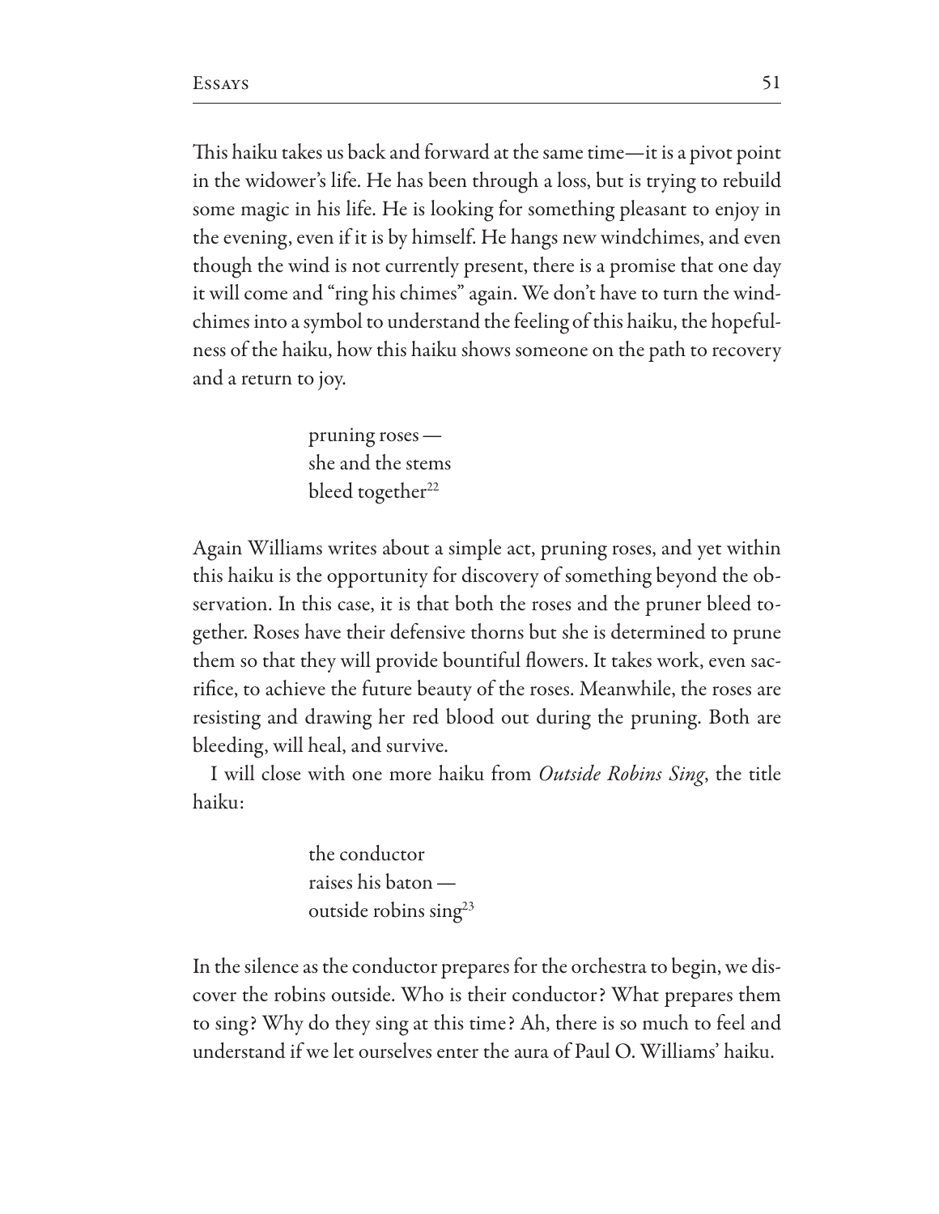This haiku takes us back and forward at the same time—it is a pivot point in the widower's life. He has been through a loss, but is trying to rebuild some magic in his life. He is looking for something pleasant to enjoy in the evening, even if it is by himself. He hangs new windchimes, and even though the wind is not currently present, there is a promise that one day it will come and "ring his chimes" again. We don't have to turn the windchimes into a symbol to understand the feeling of this haiku, the hopefulness of the haiku, how this haiku shows someone on the path to recovery and a return to joy.

> pruning roses —
> she and the stems
> bleed together[22]

Again Williams writes about a simple act, pruning roses, and yet within this haiku is the opportunity for discovery of something beyond the observation. In this case, it is that both the roses and the pruner bleed together. Roses have their defensive thorns but she is determined to prune them so that they will provide bountiful flowers. It takes work, even sacrifice, to achieve the future beauty of the roses. Meanwhile, the roses are resisting and drawing her red blood out during the pruning. Both are bleeding, will heal, and survive.

I will close with one more haiku from *Outside Robins Sing*, the title haiku:

> the conductor
> raises his baton —
> outside robins sing[23]

In the silence as the conductor prepares for the orchestra to begin, we discover the robins outside. Who is their conductor? What prepares them to sing? Why do they sing at this time? Ah, there is so much to feel and understand if we let ourselves enter the aura of Paul O. Williams' haiku.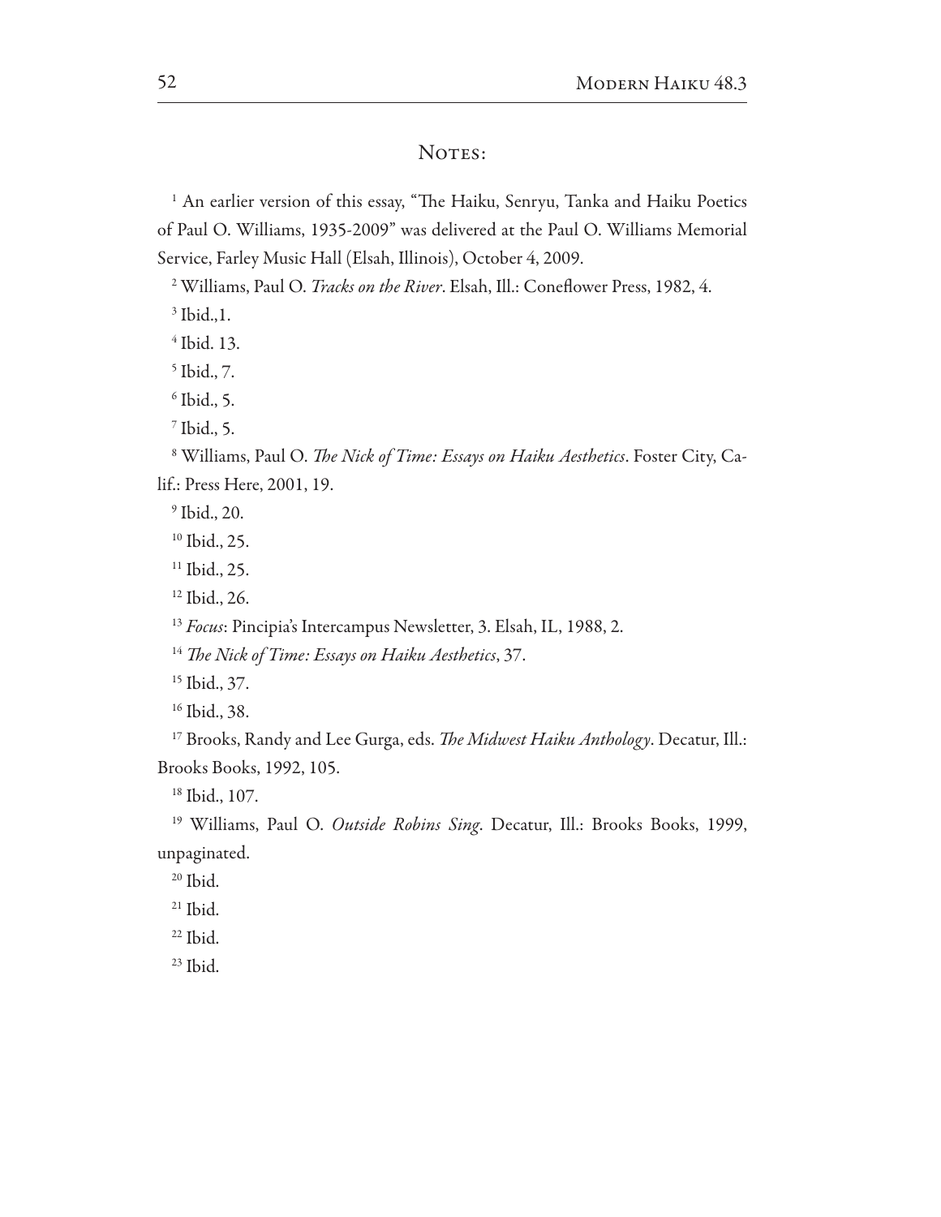## Notes:

[1] An earlier version of this essay, "The Haiku, Senryu, Tanka and Haiku Poetics of Paul O. Williams, 1935-2009" was delivered at the Paul O. Williams Memorial Service, Farley Music Hall (Elsah, Illinois), October 4, 2009.

[2] Williams, Paul O. *Tracks on the River*. Elsah, Ill.: Coneflower Press, 1982, 4.

[3] Ibid.,1.

[4] Ibid. 13.

[5] Ibid., 7.

[6] Ibid., 5.

[7] Ibid., 5.

[8] Williams, Paul O. *The Nick of Time: Essays on Haiku Aesthetics*. Foster City, Calif.: Press Here, 2001, 19.

[9] Ibid., 20.

[10] Ibid., 25.

[11] Ibid., 25.

[12] Ibid., 26.

[13] *Focus*: Pincipia's Intercampus Newsletter, 3. Elsah, IL, 1988, 2.

[14] *The Nick of Time: Essays on Haiku Aesthetics*, 37.

[15] Ibid., 37.

[16] Ibid., 38.

[17] Brooks, Randy and Lee Gurga, eds. *The Midwest Haiku Anthology*. Decatur, Ill.: Brooks Books, 1992, 105.

[18] Ibid., 107.

[19] Williams, Paul O. *Outside Robins Sing*. Decatur, Ill.: Brooks Books, 1999, unpaginated.

[20] Ibid.

[21] Ibid.

[22] Ibid.

[23] Ibid.